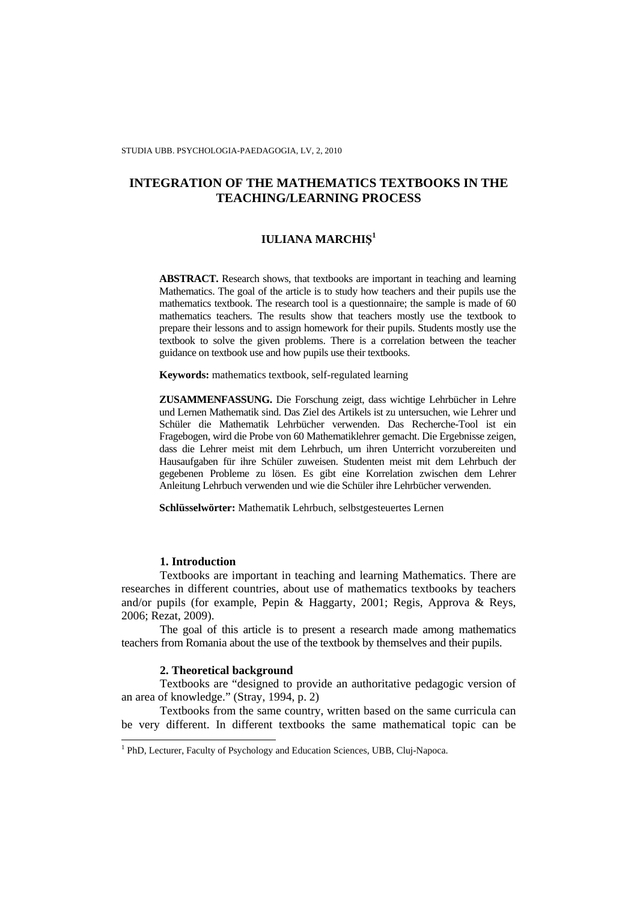# INTEGRATION OF THE MATHEMATICS TEXTBOOKS IN THE TEACHING/LEARNING PROCESS

**IULIANA MARCHIŞ**[1]

**ABSTRACT.** Research shows, that textbooks are important in teaching and learning Mathematics. The goal of the article is to study how teachers and their pupils use the mathematics textbook. The research tool is a questionnaire; the sample is made of 60 mathematics teachers. The results show that teachers mostly use the textbook to prepare their lessons and to assign homework for their pupils. Students mostly use the textbook to solve the given problems. There is a correlation between the teacher guidance on textbook use and how pupils use their textbooks.

**Keywords:** mathematics textbook, self-regulated learning

**ZUSAMMENFASSUNG.** Die Forschung zeigt, dass wichtige Lehrbücher in Lehre und Lernen Mathematik sind. Das Ziel des Artikels ist zu untersuchen, wie Lehrer und Schüler die Mathematik Lehrbücher verwenden. Das Recherche-Tool ist ein Fragebogen, wird die Probe von 60 Mathematiklehrer gemacht. Die Ergebnisse zeigen, dass die Lehrer meist mit dem Lehrbuch, um ihren Unterricht vorzubereiten und Hausaufgaben für ihre Schüler zuweisen. Studenten meist mit dem Lehrbuch der gegebenen Probleme zu lösen. Es gibt eine Korrelation zwischen dem Lehrer Anleitung Lehrbuch verwenden und wie die Schüler ihre Lehrbücher verwenden.

**Schlüsselwörter:** Mathematik Lehrbuch, selbstgesteuertes Lernen

## 1. Introduction

Textbooks are important in teaching and learning Mathematics. There are researches in different countries, about use of mathematics textbooks by teachers and/or pupils (for example, Pepin & Haggarty, 2001; Regis, Approva & Reys, 2006; Rezat, 2009).

The goal of this article is to present a research made among mathematics teachers from Romania about the use of the textbook by themselves and their pupils.

## 2. Theoretical background

Textbooks are "designed to provide an authoritative pedagogic version of an area of knowledge." (Stray, 1994, p. 2)

Textbooks from the same country, written based on the same curricula can be very different. In different textbooks the same mathematical topic can be

[1] PhD, Lecturer, Faculty of Psychology and Education Sciences, UBB, Cluj-Napoca.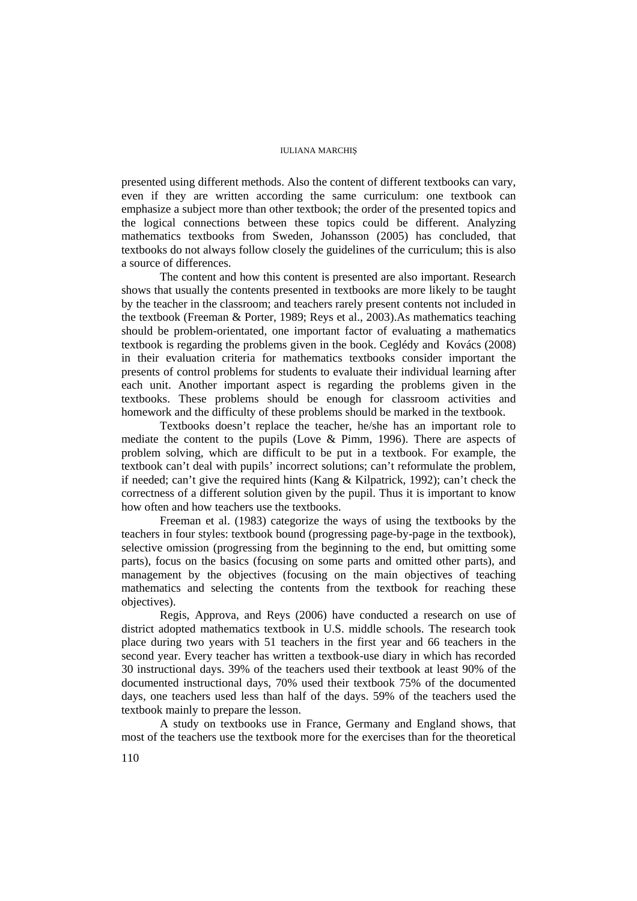presented using different methods. Also the content of different textbooks can vary, even if they are written according the same curriculum: one textbook can emphasize a subject more than other textbook; the order of the presented topics and the logical connections between these topics could be different. Analyzing mathematics textbooks from Sweden, Johansson (2005) has concluded, that textbooks do not always follow closely the guidelines of the curriculum; this is also a source of differences.

The content and how this content is presented are also important. Research shows that usually the contents presented in textbooks are more likely to be taught by the teacher in the classroom; and teachers rarely present contents not included in the textbook (Freeman & Porter, 1989; Reys et al., 2003).As mathematics teaching should be problem-orientated, one important factor of evaluating a mathematics textbook is regarding the problems given in the book. Ceglédy and Kovács (2008) in their evaluation criteria for mathematics textbooks consider important the presents of control problems for students to evaluate their individual learning after each unit. Another important aspect is regarding the problems given in the textbooks. These problems should be enough for classroom activities and homework and the difficulty of these problems should be marked in the textbook.

Textbooks doesn't replace the teacher, he/she has an important role to mediate the content to the pupils (Love & Pimm, 1996). There are aspects of problem solving, which are difficult to be put in a textbook. For example, the textbook can't deal with pupils' incorrect solutions; can't reformulate the problem, if needed; can't give the required hints (Kang & Kilpatrick, 1992); can't check the correctness of a different solution given by the pupil. Thus it is important to know how often and how teachers use the textbooks.

Freeman et al. (1983) categorize the ways of using the textbooks by the teachers in four styles: textbook bound (progressing page-by-page in the textbook), selective omission (progressing from the beginning to the end, but omitting some parts), focus on the basics (focusing on some parts and omitted other parts), and management by the objectives (focusing on the main objectives of teaching mathematics and selecting the contents from the textbook for reaching these objectives).

Regis, Approva, and Reys (2006) have conducted a research on use of district adopted mathematics textbook in U.S. middle schools. The research took place during two years with 51 teachers in the first year and 66 teachers in the second year. Every teacher has written a textbook-use diary in which has recorded 30 instructional days. 39% of the teachers used their textbook at least 90% of the documented instructional days, 70% used their textbook 75% of the documented days, one teachers used less than half of the days. 59% of the teachers used the textbook mainly to prepare the lesson.

A study on textbooks use in France, Germany and England shows, that most of the teachers use the textbook more for the exercises than for the theoretical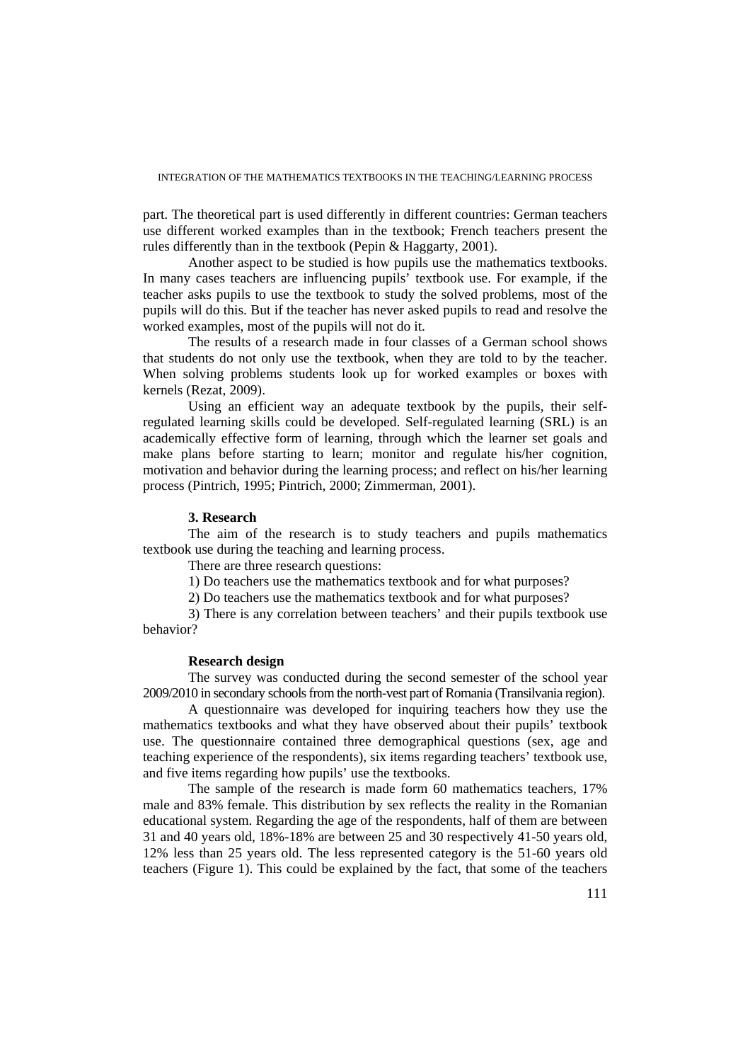part. The theoretical part is used differently in different countries: German teachers use different worked examples than in the textbook; French teachers present the rules differently than in the textbook (Pepin & Haggarty, 2001).

Another aspect to be studied is how pupils use the mathematics textbooks. In many cases teachers are influencing pupils' textbook use. For example, if the teacher asks pupils to use the textbook to study the solved problems, most of the pupils will do this. But if the teacher has never asked pupils to read and resolve the worked examples, most of the pupils will not do it.

The results of a research made in four classes of a German school shows that students do not only use the textbook, when they are told to by the teacher. When solving problems students look up for worked examples or boxes with kernels (Rezat, 2009).

Using an efficient way an adequate textbook by the pupils, their self-regulated learning skills could be developed. Self-regulated learning (SRL) is an academically effective form of learning, through which the learner set goals and make plans before starting to learn; monitor and regulate his/her cognition, motivation and behavior during the learning process; and reflect on his/her learning process (Pintrich, 1995; Pintrich, 2000; Zimmerman, 2001).

## 3. Research

The aim of the research is to study teachers and pupils mathematics textbook use during the teaching and learning process.

There are three research questions:

1) Do teachers use the mathematics textbook and for what purposes?

2) Do teachers use the mathematics textbook and for what purposes?

3) There is any correlation between teachers' and their pupils textbook use behavior?

### Research design

The survey was conducted during the second semester of the school year 2009/2010 in secondary schools from the north-vest part of Romania (Transilvania region).

A questionnaire was developed for inquiring teachers how they use the mathematics textbooks and what they have observed about their pupils' textbook use. The questionnaire contained three demographical questions (sex, age and teaching experience of the respondents), six items regarding teachers' textbook use, and five items regarding how pupils' use the textbooks.

The sample of the research is made form 60 mathematics teachers, 17% male and 83% female. This distribution by sex reflects the reality in the Romanian educational system. Regarding the age of the respondents, half of them are between 31 and 40 years old, 18%-18% are between 25 and 30 respectively 41-50 years old, 12% less than 25 years old. The less represented category is the 51-60 years old teachers (Figure 1). This could be explained by the fact, that some of the teachers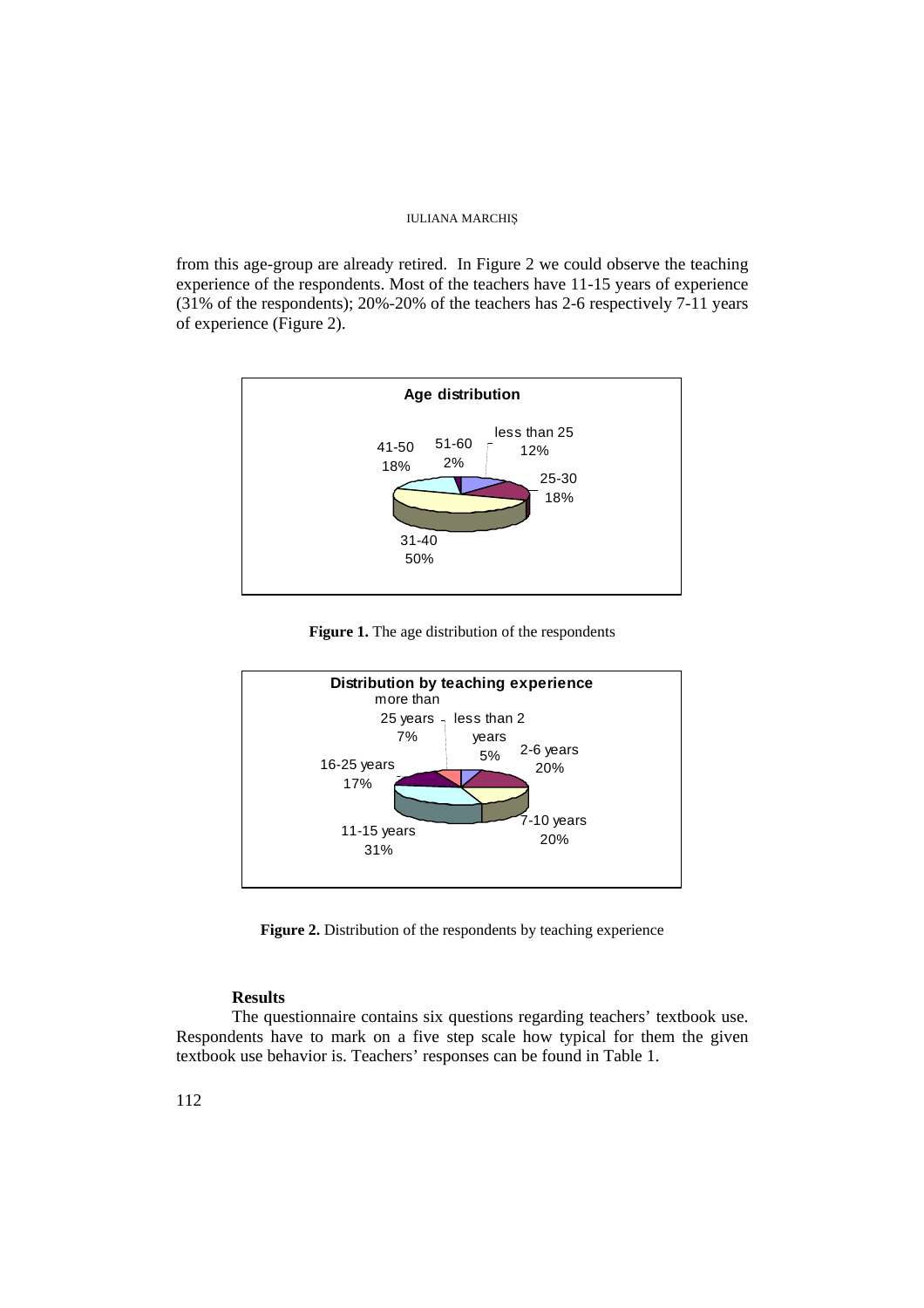from this age-group are already retired. In Figure 2 we could observe the teaching experience of the respondents. Most of the teachers have 11-15 years of experience (31% of the respondents); 20%-20% of the teachers has 2-6 respectively 7-11 years of experience (Figure 2).

**Figure 1.** The age distribution of the respondents

**Figure 2.** Distribution of the respondents by teaching experience

### Results

The questionnaire contains six questions regarding teachers' textbook use. Respondents have to mark on a five step scale how typical for them the given textbook use behavior is. Teachers' responses can be found in Table 1.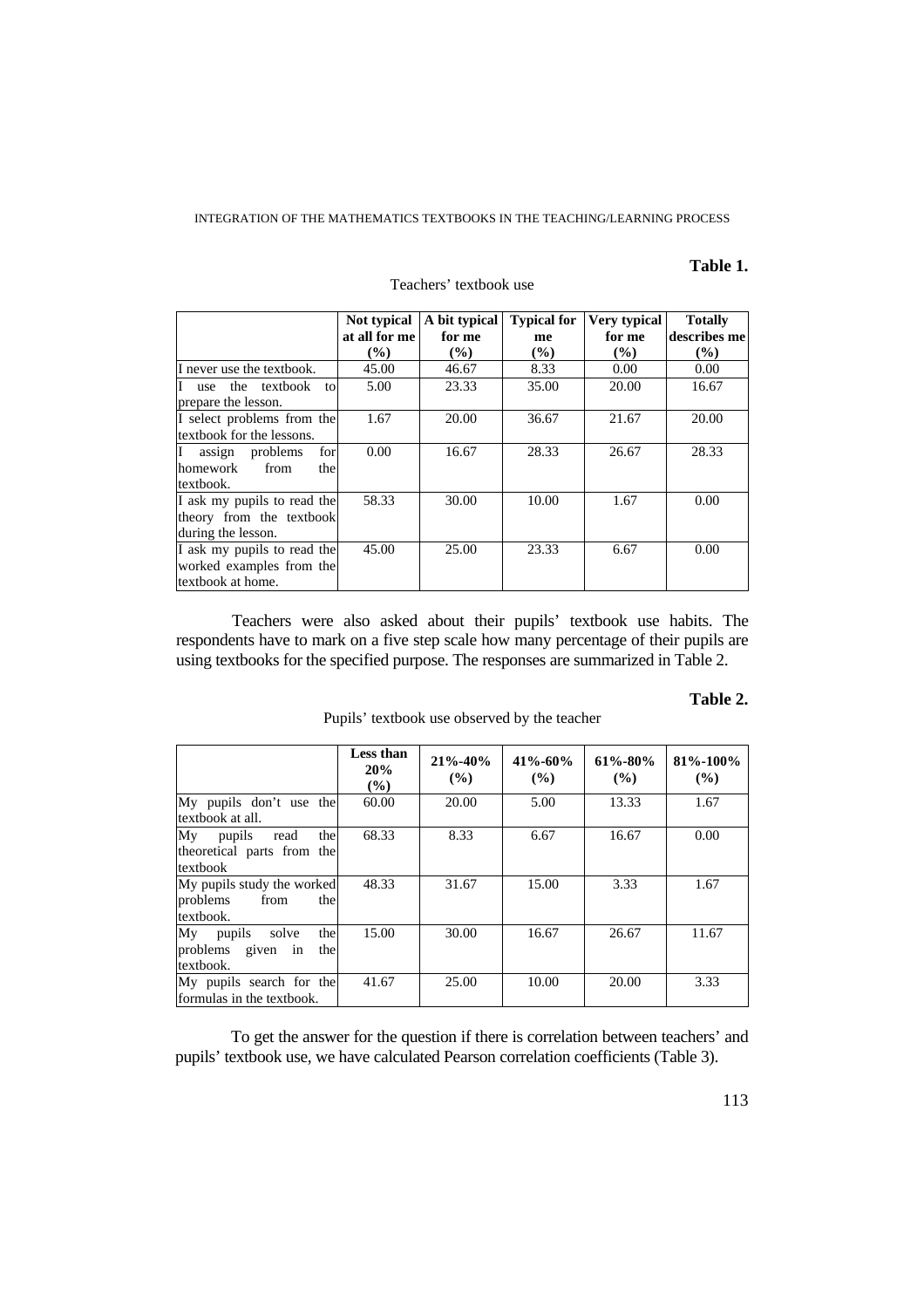**Table 1.**

Teachers' textbook use

| | Not typical at all for me (%) | A bit typical for me (%) | Typical for me (%) | Very typical for me (%) | Totally describes me (%) |
|---|---|---|---|---|---|
| I never use the textbook. | 45.00 | 46.67 | 8.33 | 0.00 | 0.00 |
| I use the textbook to prepare the lesson. | 5.00 | 23.33 | 35.00 | 20.00 | 16.67 |
| I select problems from the textbook for the lessons. | 1.67 | 20.00 | 36.67 | 21.67 | 20.00 |
| I assign problems for homework from the textbook. | 0.00 | 16.67 | 28.33 | 26.67 | 28.33 |
| I ask my pupils to read the theory from the textbook during the lesson. | 58.33 | 30.00 | 10.00 | 1.67 | 0.00 |
| I ask my pupils to read the worked examples from the textbook at home. | 45.00 | 25.00 | 23.33 | 6.67 | 0.00 |

Teachers were also asked about their pupils' textbook use habits. The respondents have to mark on a five step scale how many percentage of their pupils are using textbooks for the specified purpose. The responses are summarized in Table 2.

**Table 2.**

Pupils' textbook use observed by the teacher

| | Less than 20% (%) | 21%-40% (%) | 41%-60% (%) | 61%-80% (%) | 81%-100% (%) |
|---|---|---|---|---|---|
| My pupils don't use the textbook at all. | 60.00 | 20.00 | 5.00 | 13.33 | 1.67 |
| My pupils read the theoretical parts from the textbook | 68.33 | 8.33 | 6.67 | 16.67 | 0.00 |
| My pupils study the worked problems from the textbook. | 48.33 | 31.67 | 15.00 | 3.33 | 1.67 |
| My pupils solve the problems given in the textbook. | 15.00 | 30.00 | 16.67 | 26.67 | 11.67 |
| My pupils search for the formulas in the textbook. | 41.67 | 25.00 | 10.00 | 20.00 | 3.33 |

To get the answer for the question if there is correlation between teachers' and pupils' textbook use, we have calculated Pearson correlation coefficients (Table 3).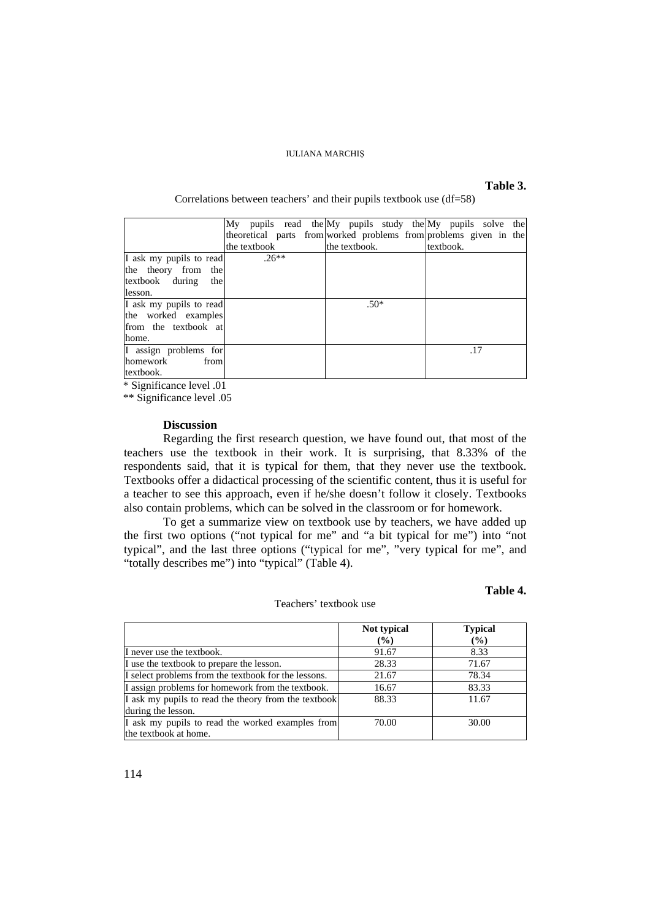**Table 3.**

Correlations between teachers' and their pupils textbook use (df=58)

| | My pupils read the theoretical parts from the textbook | My pupils study the worked problems from the textbook. | My pupils solve the problems given in the textbook. |
|---|---|---|---|
| I ask my pupils to read the theory from the textbook during the lesson. | .26** | | |
| I ask my pupils to read the worked examples from the textbook at home. | | .50* | |
| I assign problems for homework from textbook. | | | .17 |

\* Significance level .01

\*\* Significance level .05

**Discussion**

Regarding the first research question, we have found out, that most of the teachers use the textbook in their work. It is surprising, that 8.33% of the respondents said, that it is typical for them, that they never use the textbook. Textbooks offer a didactical processing of the scientific content, thus it is useful for a teacher to see this approach, even if he/she doesn't follow it closely. Textbooks also contain problems, which can be solved in the classroom or for homework.

To get a summarize view on textbook use by teachers, we have added up the first two options ("not typical for me" and "a bit typical for me") into "not typical", and the last three options ("typical for me", "very typical for me", and "totally describes me") into "typical" (Table 4).

**Table 4.**

Teachers' textbook use

| | **Not typical (%)** | **Typical (%)** |
|---|---|---|
| I never use the textbook. | 91.67 | 8.33 |
| I use the textbook to prepare the lesson. | 28.33 | 71.67 |
| I select problems from the textbook for the lessons. | 21.67 | 78.34 |
| I assign problems for homework from the textbook. | 16.67 | 83.33 |
| I ask my pupils to read the theory from the textbook during the lesson. | 88.33 | 11.67 |
| I ask my pupils to read the worked examples from the textbook at home. | 70.00 | 30.00 |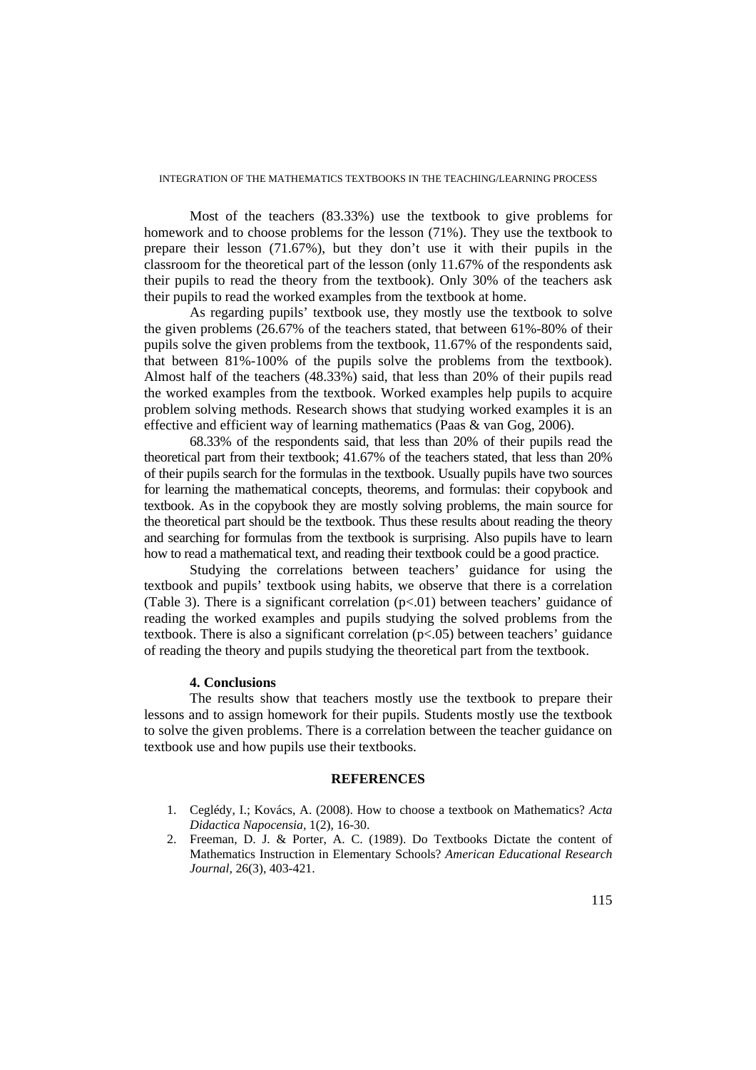Most of the teachers (83.33%) use the textbook to give problems for homework and to choose problems for the lesson (71%). They use the textbook to prepare their lesson (71.67%), but they don't use it with their pupils in the classroom for the theoretical part of the lesson (only 11.67% of the respondents ask their pupils to read the theory from the textbook). Only 30% of the teachers ask their pupils to read the worked examples from the textbook at home.

As regarding pupils' textbook use, they mostly use the textbook to solve the given problems (26.67% of the teachers stated, that between 61%-80% of their pupils solve the given problems from the textbook, 11.67% of the respondents said, that between 81%-100% of the pupils solve the problems from the textbook). Almost half of the teachers (48.33%) said, that less than 20% of their pupils read the worked examples from the textbook. Worked examples help pupils to acquire problem solving methods. Research shows that studying worked examples it is an effective and efficient way of learning mathematics (Paas & van Gog, 2006).

68.33% of the respondents said, that less than 20% of their pupils read the theoretical part from their textbook; 41.67% of the teachers stated, that less than 20% of their pupils search for the formulas in the textbook. Usually pupils have two sources for learning the mathematical concepts, theorems, and formulas: their copybook and textbook. As in the copybook they are mostly solving problems, the main source for the theoretical part should be the textbook. Thus these results about reading the theory and searching for formulas from the textbook is surprising. Also pupils have to learn how to read a mathematical text, and reading their textbook could be a good practice.

Studying the correlations between teachers' guidance for using the textbook and pupils' textbook using habits, we observe that there is a correlation (Table 3). There is a significant correlation ($p<.01$) between teachers' guidance of reading the worked examples and pupils studying the solved problems from the textbook. There is also a significant correlation ($p<.05$) between teachers' guidance of reading the theory and pupils studying the theoretical part from the textbook.

### 4. Conclusions

The results show that teachers mostly use the textbook to prepare their lessons and to assign homework for their pupils. Students mostly use the textbook to solve the given problems. There is a correlation between the teacher guidance on textbook use and how pupils use their textbooks.

## REFERENCES

1. Ceglédy, I.; Kovács, A. (2008). How to choose a textbook on Mathematics? *Acta Didactica Napocensia*, 1(2), 16-30.
2. Freeman, D. J. & Porter, A. C. (1989). Do Textbooks Dictate the content of Mathematics Instruction in Elementary Schools? *American Educational Research Journal*, 26(3), 403-421.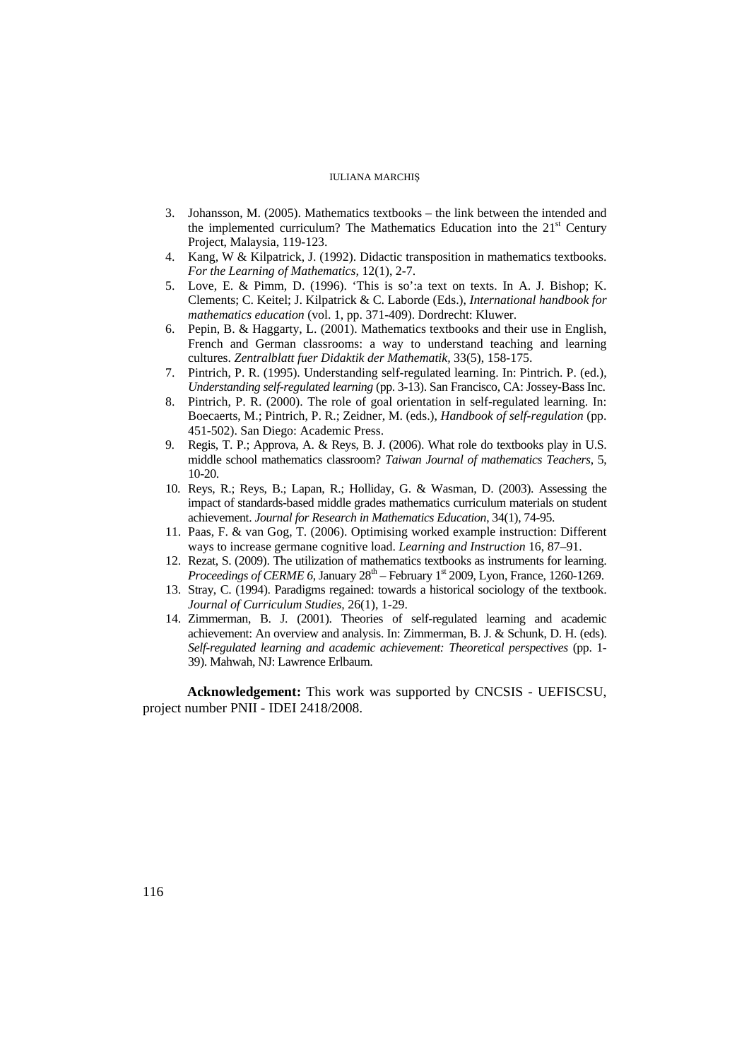3. Johansson, M. (2005). Mathematics textbooks – the link between the intended and the implemented curriculum? The Mathematics Education into the 21st Century Project, Malaysia, 119-123.
4. Kang, W & Kilpatrick, J. (1992). Didactic transposition in mathematics textbooks. *For the Learning of Mathematics,* 12(1), 2-7.
5. Love, E. & Pimm, D. (1996). 'This is so':a text on texts. In A. J. Bishop; K. Clements; C. Keitel; J. Kilpatrick & C. Laborde (Eds.), *International handbook for mathematics education* (vol. 1, pp. 371-409). Dordrecht: Kluwer.
6. Pepin, B. & Haggarty, L. (2001). Mathematics textbooks and their use in English, French and German classrooms: a way to understand teaching and learning cultures. *Zentralblatt fuer Didaktik der Mathematik,* 33(5), 158-175.
7. Pintrich, P. R. (1995). Understanding self-regulated learning. In: Pintrich. P. (ed.), *Understanding self-regulated learning* (pp. 3-13). San Francisco, CA: Jossey-Bass Inc.
8. Pintrich, P. R. (2000). The role of goal orientation in self-regulated learning. In: Boecaerts, M.; Pintrich, P. R.; Zeidner, M. (eds.), *Handbook of self-regulation* (pp. 451-502). San Diego: Academic Press.
9. Regis, T. P.; Approva, A. & Reys, B. J. (2006). What role do textbooks play in U.S. middle school mathematics classroom? *Taiwan Journal of mathematics Teachers*, 5, 10-20.
10. Reys, R.; Reys, B.; Lapan, R.; Holliday, G. & Wasman, D. (2003). Assessing the impact of standards-based middle grades mathematics curriculum materials on student achievement. *Journal for Research in Mathematics Education*, 34(1), 74-95.
11. Paas, F. & van Gog, T. (2006). Optimising worked example instruction: Different ways to increase germane cognitive load. *Learning and Instruction* 16, 87–91.
12. Rezat, S. (2009). The utilization of mathematics textbooks as instruments for learning. *Proceedings of CERME 6*, January 28th – February 1st 2009, Lyon, France, 1260-1269.
13. Stray, C. (1994). Paradigms regained: towards a historical sociology of the textbook. *Journal of Curriculum Studies,* 26(1), 1-29.
14. Zimmerman, B. J. (2001). Theories of self-regulated learning and academic achievement: An overview and analysis. In: Zimmerman, B. J. & Schunk, D. H. (eds). *Self-regulated learning and academic achievement: Theoretical perspectives* (pp. 1-39). Mahwah, NJ: Lawrence Erlbaum.

**Acknowledgement:** This work was supported by CNCSIS - UEFISCSU, project number PNII - IDEI 2418/2008.